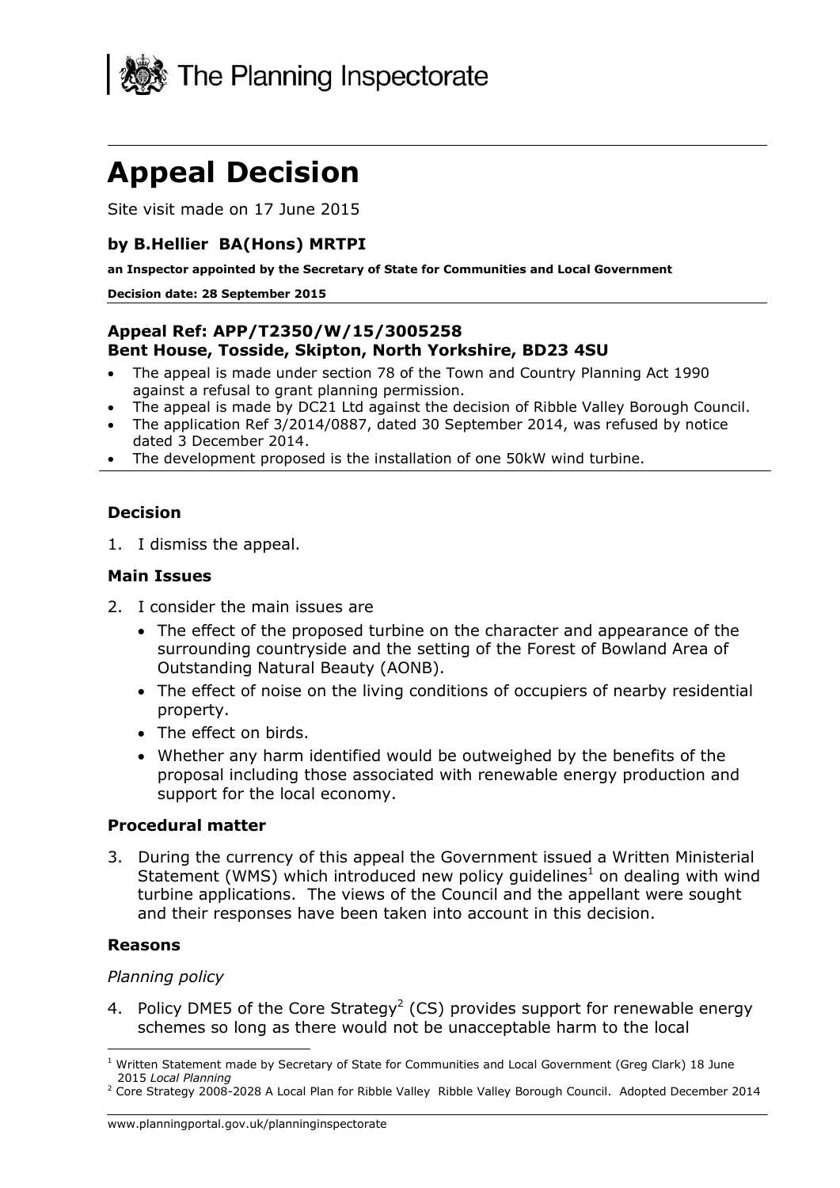The Planning Inspectorate

# Appeal Decision

Site visit made on 17 June 2015

### by B.Hellier BA(Hons) MRTPI

**an Inspector appointed by the Secretary of State for Communities and Local Government**

**Decision date: 28 September 2015**

**Appeal Ref: APP/T2350/W/15/3005258**
**Bent House, Tosside, Skipton, North Yorkshire, BD23 4SU**

- The appeal is made under section 78 of the Town and Country Planning Act 1990 against a refusal to grant planning permission.
- The appeal is made by DC21 Ltd against the decision of Ribble Valley Borough Council.
- The application Ref 3/2014/0887, dated 30 September 2014, was refused by notice dated 3 December 2014.
- The development proposed is the installation of one 50kW wind turbine.

### Decision

1. I dismiss the appeal.

### Main Issues

2. I consider the main issues are
   - The effect of the proposed turbine on the character and appearance of the surrounding countryside and the setting of the Forest of Bowland Area of Outstanding Natural Beauty (AONB).
   - The effect of noise on the living conditions of occupiers of nearby residential property.
   - The effect on birds.
   - Whether any harm identified would be outweighed by the benefits of the proposal including those associated with renewable energy production and support for the local economy.

### Procedural matter

3. During the currency of this appeal the Government issued a Written Ministerial Statement (WMS) which introduced new policy guidelines[1] on dealing with wind turbine applications. The views of the Council and the appellant were sought and their responses have been taken into account in this decision.

### Reasons

*Planning policy*

4. Policy DME5 of the Core Strategy[2] (CS) provides support for renewable energy schemes so long as there would not be unacceptable harm to the local

[1] Written Statement made by Secretary of State for Communities and Local Government (Greg Clark) 18 June 2015 *Local Planning*

[2] Core Strategy 2008-2028 A Local Plan for Ribble Valley Ribble Valley Borough Council. Adopted December 2014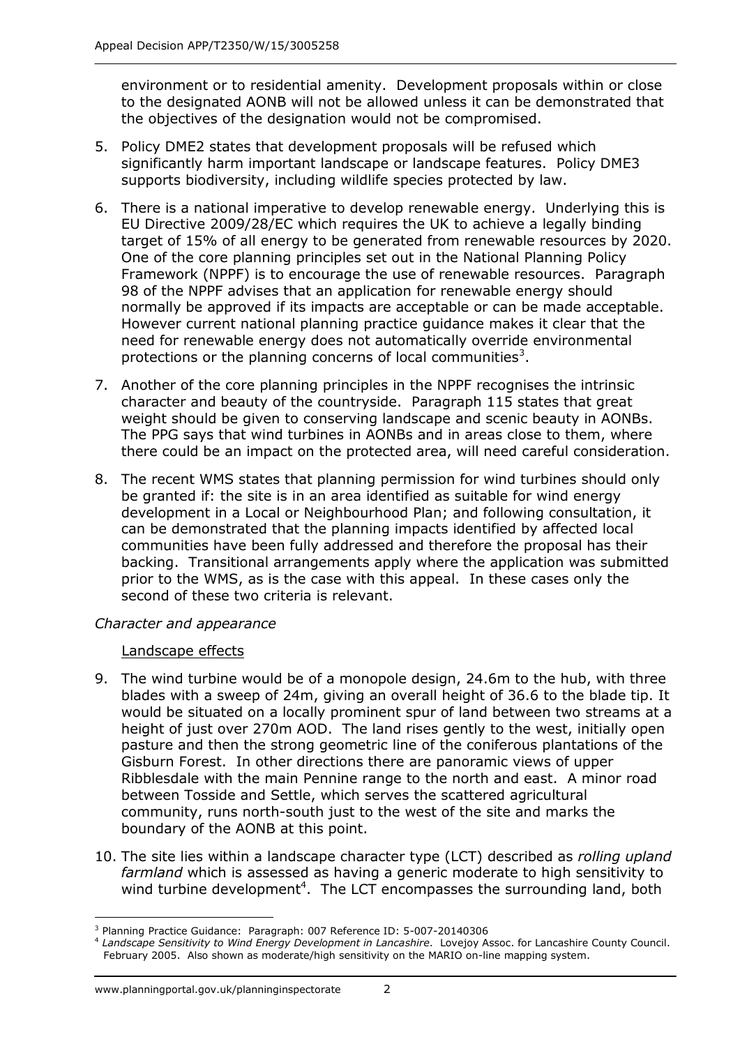environment or to residential amenity. Development proposals within or close to the designated AONB will not be allowed unless it can be demonstrated that the objectives of the designation would not be compromised.

5. Policy DME2 states that development proposals will be refused which significantly harm important landscape or landscape features. Policy DME3 supports biodiversity, including wildlife species protected by law.

6. There is a national imperative to develop renewable energy. Underlying this is EU Directive 2009/28/EC which requires the UK to achieve a legally binding target of 15% of all energy to be generated from renewable resources by 2020. One of the core planning principles set out in the National Planning Policy Framework (NPPF) is to encourage the use of renewable resources. Paragraph 98 of the NPPF advises that an application for renewable energy should normally be approved if its impacts are acceptable or can be made acceptable. However current national planning practice guidance makes it clear that the need for renewable energy does not automatically override environmental protections or the planning concerns of local communities[3].

7. Another of the core planning principles in the NPPF recognises the intrinsic character and beauty of the countryside. Paragraph 115 states that great weight should be given to conserving landscape and scenic beauty in AONBs. The PPG says that wind turbines in AONBs and in areas close to them, where there could be an impact on the protected area, will need careful consideration.

8. The recent WMS states that planning permission for wind turbines should only be granted if: the site is in an area identified as suitable for wind energy development in a Local or Neighbourhood Plan; and following consultation, it can be demonstrated that the planning impacts identified by affected local communities have been fully addressed and therefore the proposal has their backing. Transitional arrangements apply where the application was submitted prior to the WMS, as is the case with this appeal. In these cases only the second of these two criteria is relevant.

*Character and appearance*

Landscape effects

9. The wind turbine would be of a monopole design, 24.6m to the hub, with three blades with a sweep of 24m, giving an overall height of 36.6 to the blade tip. It would be situated on a locally prominent spur of land between two streams at a height of just over 270m AOD. The land rises gently to the west, initially open pasture and then the strong geometric line of the coniferous plantations of the Gisburn Forest. In other directions there are panoramic views of upper Ribblesdale with the main Pennine range to the north and east. A minor road between Tosside and Settle, which serves the scattered agricultural community, runs north-south just to the west of the site and marks the boundary of the AONB at this point.

10. The site lies within a landscape character type (LCT) described as *rolling upland farmland* which is assessed as having a generic moderate to high sensitivity to wind turbine development[4]. The LCT encompasses the surrounding land, both

---

[3] Planning Practice Guidance: Paragraph: 007 Reference ID: 5-007-20140306

[4] *Landscape Sensitivity to Wind Energy Development in Lancashire*. Lovejoy Assoc. for Lancashire County Council. February 2005. Also shown as moderate/high sensitivity on the MARIO on-line mapping system.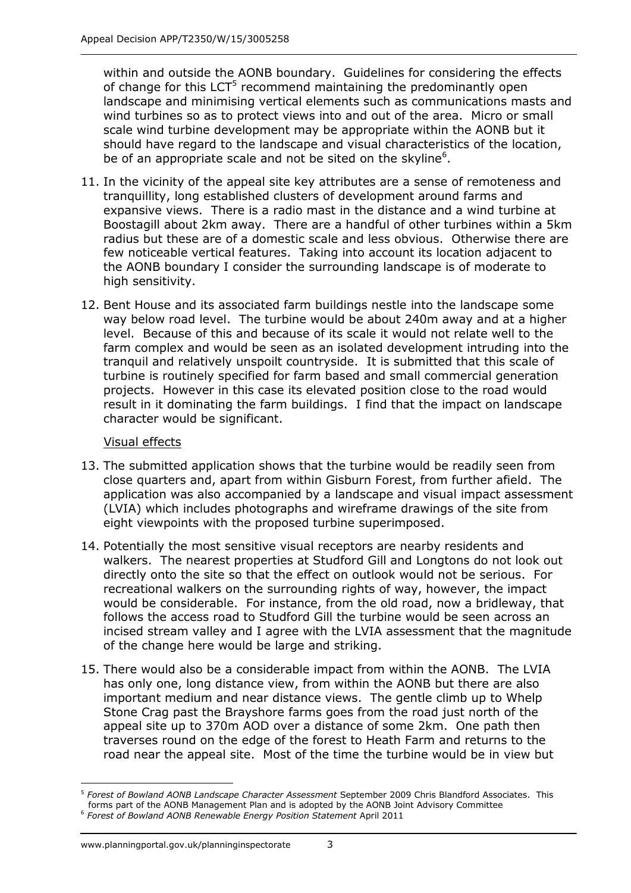within and outside the AONB boundary. Guidelines for considering the effects of change for this LCT[5] recommend maintaining the predominantly open landscape and minimising vertical elements such as communications masts and wind turbines so as to protect views into and out of the area. Micro or small scale wind turbine development may be appropriate within the AONB but it should have regard to the landscape and visual characteristics of the location, be of an appropriate scale and not be sited on the skyline[6].

11. In the vicinity of the appeal site key attributes are a sense of remoteness and tranquillity, long established clusters of development around farms and expansive views. There is a radio mast in the distance and a wind turbine at Boostagill about 2km away. There are a handful of other turbines within a 5km radius but these are of a domestic scale and less obvious. Otherwise there are few noticeable vertical features. Taking into account its location adjacent to the AONB boundary I consider the surrounding landscape is of moderate to high sensitivity.

12. Bent House and its associated farm buildings nestle into the landscape some way below road level. The turbine would be about 240m away and at a higher level. Because of this and because of its scale it would not relate well to the farm complex and would be seen as an isolated development intruding into the tranquil and relatively unspoilt countryside. It is submitted that this scale of turbine is routinely specified for farm based and small commercial generation projects. However in this case its elevated position close to the road would result in it dominating the farm buildings. I find that the impact on landscape character would be significant.

<u>Visual effects</u>

13. The submitted application shows that the turbine would be readily seen from close quarters and, apart from within Gisburn Forest, from further afield. The application was also accompanied by a landscape and visual impact assessment (LVIA) which includes photographs and wireframe drawings of the site from eight viewpoints with the proposed turbine superimposed.

14. Potentially the most sensitive visual receptors are nearby residents and walkers. The nearest properties at Studford Gill and Longtons do not look out directly onto the site so that the effect on outlook would not be serious. For recreational walkers on the surrounding rights of way, however, the impact would be considerable. For instance, from the old road, now a bridleway, that follows the access road to Studford Gill the turbine would be seen across an incised stream valley and I agree with the LVIA assessment that the magnitude of the change here would be large and striking.

15. There would also be a considerable impact from within the AONB. The LVIA has only one, long distance view, from within the AONB but there are also important medium and near distance views. The gentle climb up to Whelp Stone Crag past the Brayshore farms goes from the road just north of the appeal site up to 370m AOD over a distance of some 2km. One path then traverses round on the edge of the forest to Heath Farm and returns to the road near the appeal site. Most of the time the turbine would be in view but

---

[5] *Forest of Bowland AONB Landscape Character Assessment* September 2009 Chris Blandford Associates. This forms part of the AONB Management Plan and is adopted by the AONB Joint Advisory Committee

[6] *Forest of Bowland AONB Renewable Energy Position Statement* April 2011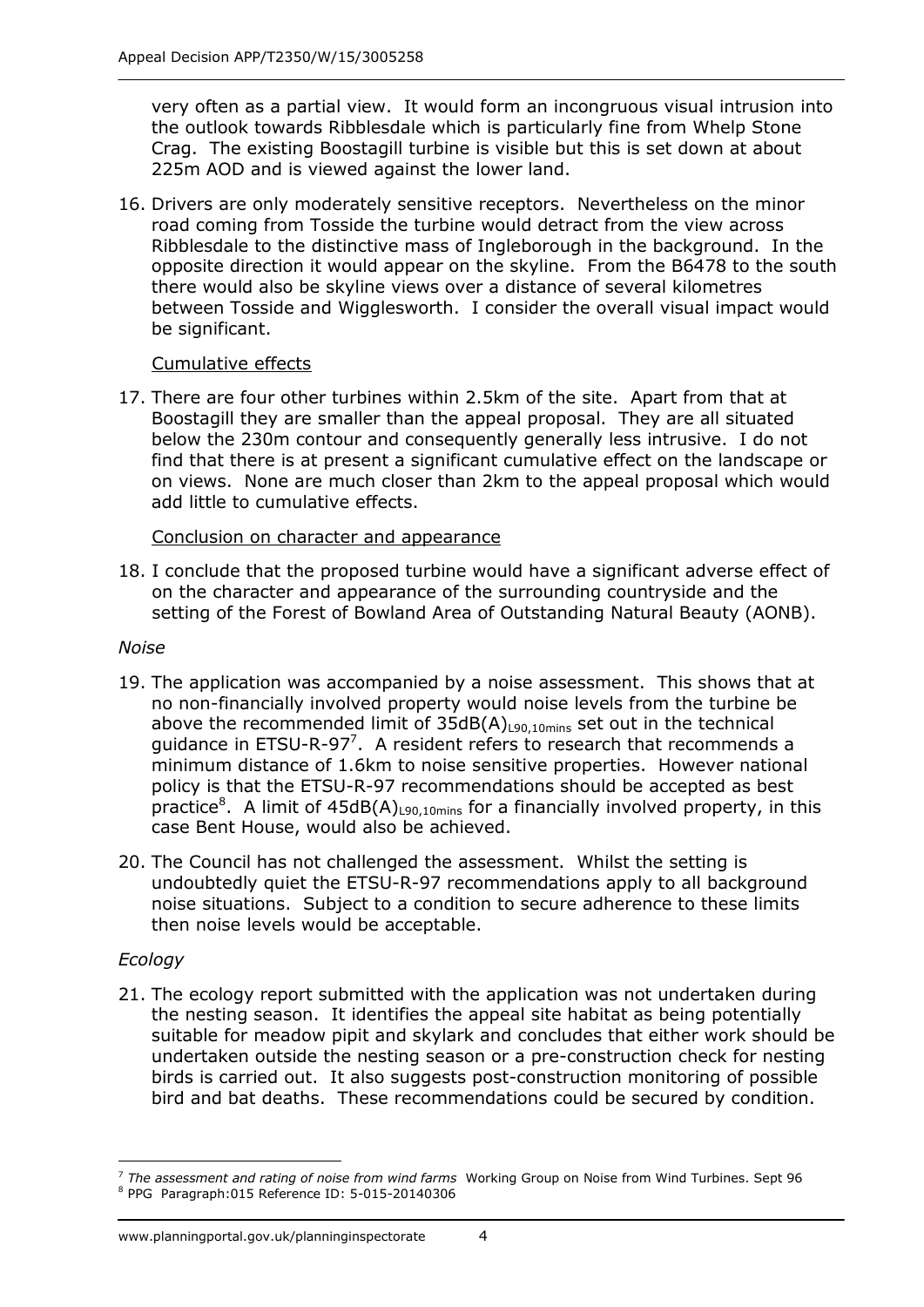very often as a partial view. It would form an incongruous visual intrusion into the outlook towards Ribblesdale which is particularly fine from Whelp Stone Crag. The existing Boostagill turbine is visible but this is set down at about 225m AOD and is viewed against the lower land.

16. Drivers are only moderately sensitive receptors. Nevertheless on the minor road coming from Tosside the turbine would detract from the view across Ribblesdale to the distinctive mass of Ingleborough in the background. In the opposite direction it would appear on the skyline. From the B6478 to the south there would also be skyline views over a distance of several kilometres between Tosside and Wigglesworth. I consider the overall visual impact would be significant.

Cumulative effects

17. There are four other turbines within 2.5km of the site. Apart from that at Boostagill they are smaller than the appeal proposal. They are all situated below the 230m contour and consequently generally less intrusive. I do not find that there is at present a significant cumulative effect on the landscape or on views. None are much closer than 2km to the appeal proposal which would add little to cumulative effects.

Conclusion on character and appearance

18. I conclude that the proposed turbine would have a significant adverse effect of on the character and appearance of the surrounding countryside and the setting of the Forest of Bowland Area of Outstanding Natural Beauty (AONB).

*Noise*

19. The application was accompanied by a noise assessment. This shows that at no non-financially involved property would noise levels from the turbine be above the recommended limit of $35dB(A)_{L90,10mins}$ set out in the technical guidance in ETSU-R-97[7]. A resident refers to research that recommends a minimum distance of 1.6km to noise sensitive properties. However national policy is that the ETSU-R-97 recommendations should be accepted as best practice[8]. A limit of $45dB(A)_{L90,10mins}$ for a financially involved property, in this case Bent House, would also be achieved.

20. The Council has not challenged the assessment. Whilst the setting is undoubtedly quiet the ETSU-R-97 recommendations apply to all background noise situations. Subject to a condition to secure adherence to these limits then noise levels would be acceptable.

*Ecology*

21. The ecology report submitted with the application was not undertaken during the nesting season. It identifies the appeal site habitat as being potentially suitable for meadow pipit and skylark and concludes that either work should be undertaken outside the nesting season or a pre-construction check for nesting birds is carried out. It also suggests post-construction monitoring of possible bird and bat deaths. These recommendations could be secured by condition.

---

[7] *The assessment and rating of noise from wind farms* Working Group on Noise from Wind Turbines. Sept 96

[8] PPG Paragraph:015 Reference ID: 5-015-20140306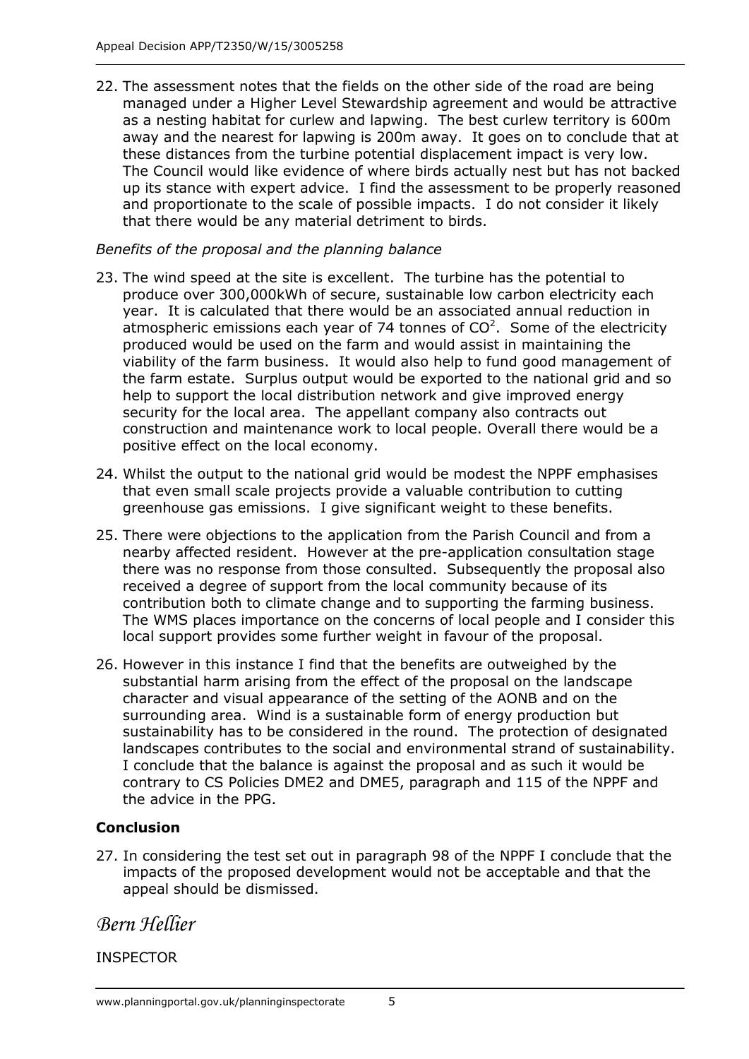22. The assessment notes that the fields on the other side of the road are being managed under a Higher Level Stewardship agreement and would be attractive as a nesting habitat for curlew and lapwing. The best curlew territory is 600m away and the nearest for lapwing is 200m away. It goes on to conclude that at these distances from the turbine potential displacement impact is very low. The Council would like evidence of where birds actually nest but has not backed up its stance with expert advice. I find the assessment to be properly reasoned and proportionate to the scale of possible impacts. I do not consider it likely that there would be any material detriment to birds.

*Benefits of the proposal and the planning balance*

23. The wind speed at the site is excellent. The turbine has the potential to produce over 300,000kWh of secure, sustainable low carbon electricity each year. It is calculated that there would be an associated annual reduction in atmospheric emissions each year of 74 tonnes of $CO^2$. Some of the electricity produced would be used on the farm and would assist in maintaining the viability of the farm business. It would also help to fund good management of the farm estate. Surplus output would be exported to the national grid and so help to support the local distribution network and give improved energy security for the local area. The appellant company also contracts out construction and maintenance work to local people. Overall there would be a positive effect on the local economy.

24. Whilst the output to the national grid would be modest the NPPF emphasises that even small scale projects provide a valuable contribution to cutting greenhouse gas emissions. I give significant weight to these benefits.

25. There were objections to the application from the Parish Council and from a nearby affected resident. However at the pre-application consultation stage there was no response from those consulted. Subsequently the proposal also received a degree of support from the local community because of its contribution both to climate change and to supporting the farming business. The WMS places importance on the concerns of local people and I consider this local support provides some further weight in favour of the proposal.

26. However in this instance I find that the benefits are outweighed by the substantial harm arising from the effect of the proposal on the landscape character and visual appearance of the setting of the AONB and on the surrounding area. Wind is a sustainable form of energy production but sustainability has to be considered in the round. The protection of designated landscapes contributes to the social and environmental strand of sustainability. I conclude that the balance is against the proposal and as such it would be contrary to CS Policies DME2 and DME5, paragraph and 115 of the NPPF and the advice in the PPG.

## Conclusion

27. In considering the test set out in paragraph 98 of the NPPF I conclude that the impacts of the proposed development would not be acceptable and that the appeal should be dismissed.

*Bern Hellier*

INSPECTOR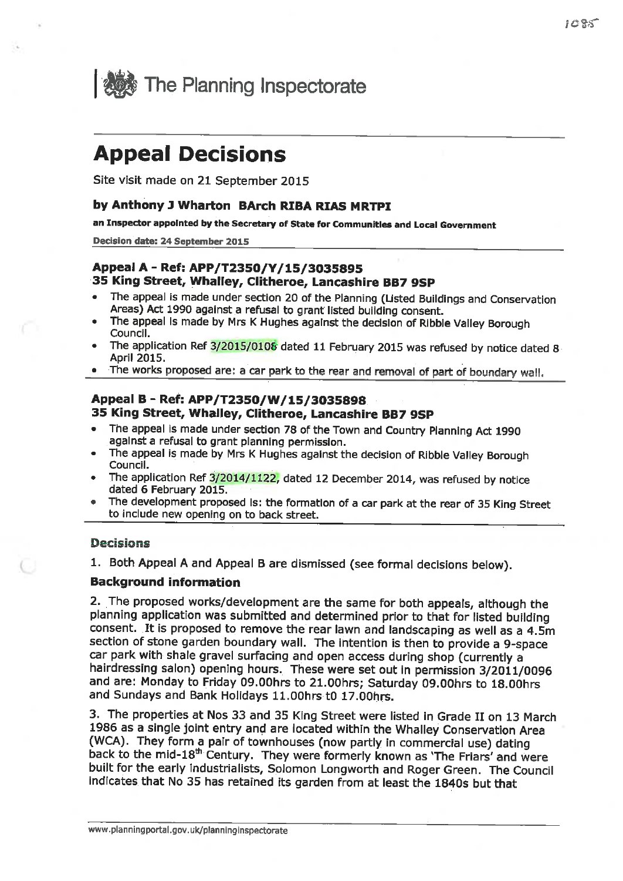# The Planning Inspectorate

# Appeal Decisions

Site visit made on 21 September 2015

### by Anthony J Wharton BArch RIBA RIAS MRTPI

**an Inspector appointed by the Secretary of State for Communities and Local Government**

**Decision date: 24 September 2015**

### Appeal A - Ref: APP/T2350/Y/15/3035895
### 35 King Street, Whalley, Clitheroe, Lancashire BB7 9SP

- The appeal is made under section 20 of the Planning (Listed Buildings and Conservation Areas) Act 1990 against a refusal to grant listed building consent.
- The appeal is made by Mrs K Hughes against the decision of Ribble Valley Borough Council.
- The application Ref 3/2015/0108 dated 11 February 2015 was refused by notice dated 8 April 2015.
- The works proposed are: a car park to the rear and removal of part of boundary wall.

### Appeal B - Ref: APP/T2350/W/15/3035898
### 35 King Street, Whalley, Clitheroe, Lancashire BB7 9SP

- The appeal is made under section 78 of the Town and Country Planning Act 1990 against a refusal to grant planning permission.
- The appeal is made by Mrs K Hughes against the decision of Ribble Valley Borough Council.
- The application Ref 3/2014/1122, dated 12 December 2014, was refused by notice dated 6 February 2015.
- The development proposed is: the formation of a car park at the rear of 35 King Street to include new opening on to back street.

### Decisions

1. Both Appeal A and Appeal B are dismissed (see formal decisions below).

### Background information

2. The proposed works/development are the same for both appeals, although the planning application was submitted and determined prior to that for listed building consent. It is proposed to remove the rear lawn and landscaping as well as a 4.5m section of stone garden boundary wall. The intention is then to provide a 9-space car park with shale gravel surfacing and open access during shop (currently a hairdressing salon) opening hours. These were set out in permission 3/2011/0096 and are: Monday to Friday 09.00hrs to 21.00hrs; Saturday 09.00hrs to 18.00hrs and Sundays and Bank Holidays 11.00hrs t0 17.00hrs.

3. The properties at Nos 33 and 35 King Street were listed in Grade II on 13 March 1986 as a single joint entry and are located within the Whalley Conservation Area (WCA). They form a pair of townhouses (now partly in commercial use) dating back to the mid-18th Century. They were formerly known as 'The Friars' and were built for the early industrialists, Solomon Longworth and Roger Green. The Council indicates that No 35 has retained its garden from at least the 1840s but that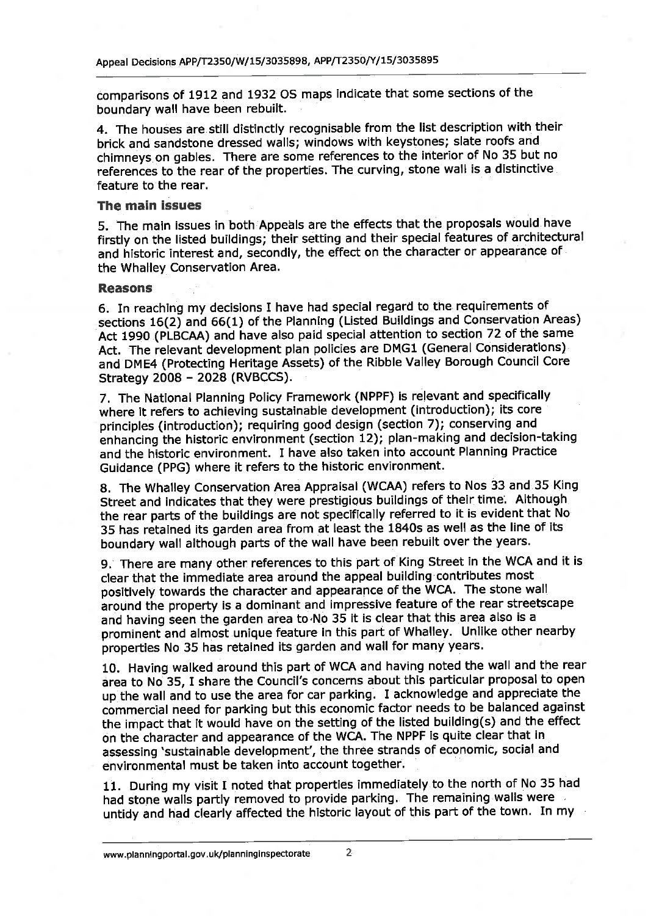comparisons of 1912 and 1932 OS maps indicate that some sections of the boundary wall have been rebuilt.

4. The houses are still distinctly recognisable from the list description with their brick and sandstone dressed walls; windows with keystones; slate roofs and chimneys on gables. There are some references to the interior of No 35 but no references to the rear of the properties. The curving, stone wall is a distinctive feature to the rear.

### The main issues

5. The main issues in both Appeals are the effects that the proposals would have firstly on the listed buildings; their setting and their special features of architectural and historic interest and, secondly, the effect on the character or appearance of the Whalley Conservation Area.

### Reasons

6. In reaching my decisions I have had special regard to the requirements of sections 16(2) and 66(1) of the Planning (Listed Buildings and Conservation Areas) Act 1990 (PLBCAA) and have also paid special attention to section 72 of the same Act. The relevant development plan policies are DMG1 (General Considerations) and DME4 (Protecting Heritage Assets) of the Ribble Valley Borough Council Core Strategy 2008 – 2028 (RVBCCS).

7. The National Planning Policy Framework (NPPF) is relevant and specifically where it refers to achieving sustainable development (introduction); its core principles (introduction); requiring good design (section 7); conserving and enhancing the historic environment (section 12); plan-making and decision-taking and the historic environment. I have also taken into account Planning Practice Guidance (PPG) where it refers to the historic environment.

8. The Whalley Conservation Area Appraisal (WCAA) refers to Nos 33 and 35 King Street and indicates that they were prestigious buildings of their time. Although the rear parts of the buildings are not specifically referred to it is evident that No 35 has retained its garden area from at least the 1840s as well as the line of its boundary wall although parts of the wall have been rebuilt over the years.

9. There are many other references to this part of King Street in the WCA and it is clear that the immediate area around the appeal building contributes most positively towards the character and appearance of the WCA. The stone wall around the property is a dominant and impressive feature of the rear streetscape and having seen the garden area to No 35 it is clear that this area also is a prominent and almost unique feature in this part of Whalley. Unlike other nearby properties No 35 has retained its garden and wall for many years.

10. Having walked around this part of WCA and having noted the wall and the rear area to No 35, I share the Council's concerns about this particular proposal to open up the wall and to use the area for car parking. I acknowledge and appreciate the commercial need for parking but this economic factor needs to be balanced against the impact that it would have on the setting of the listed building(s) and the effect on the character and appearance of the WCA. The NPPF is quite clear that in assessing 'sustainable development', the three strands of economic, social and environmental must be taken into account together.

11. During my visit I noted that properties immediately to the north of No 35 had had stone walls partly removed to provide parking. The remaining walls were untidy and had clearly affected the historic layout of this part of the town. In my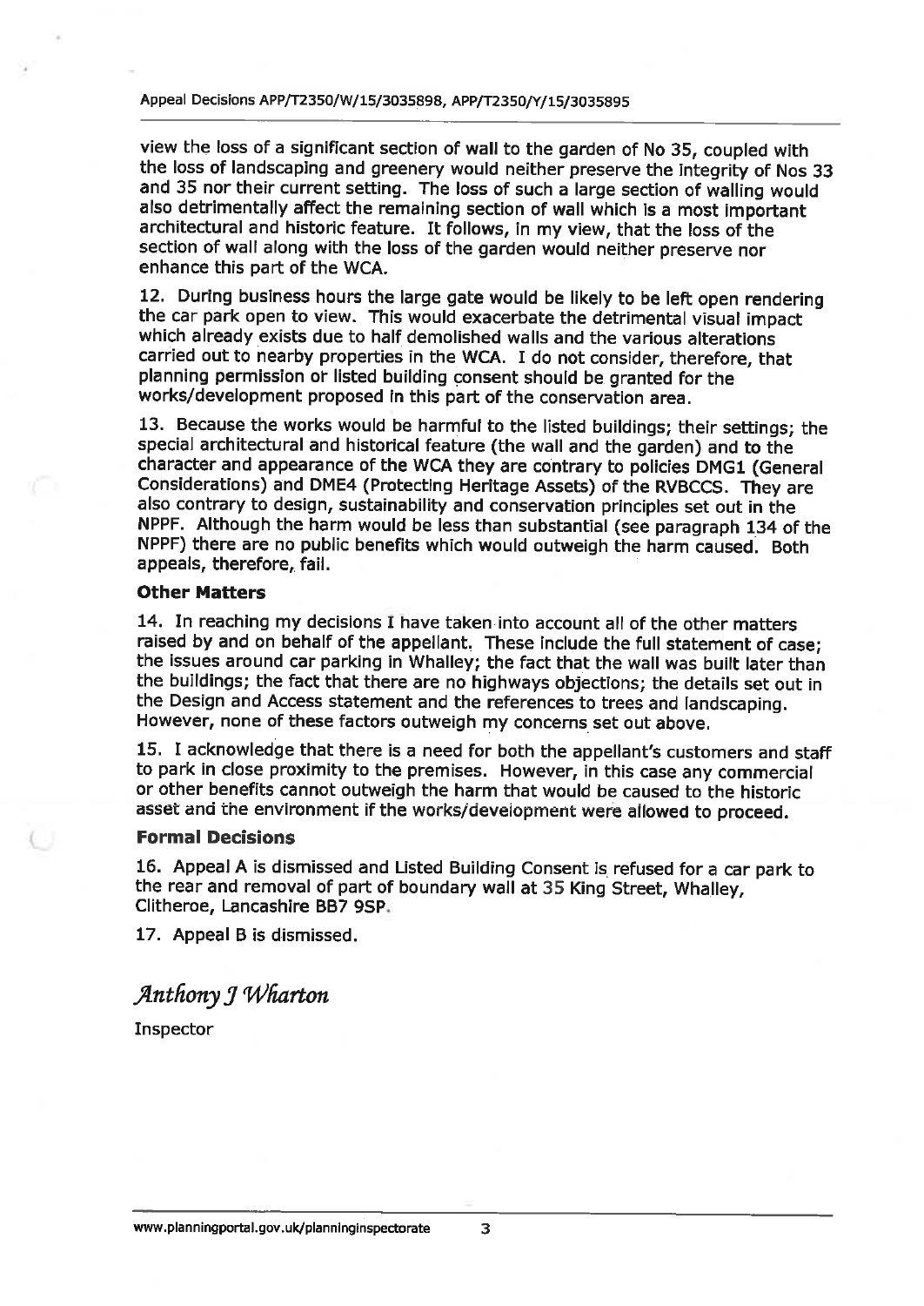view the loss of a significant section of wall to the garden of No 35, coupled with the loss of landscaping and greenery would neither preserve the integrity of Nos 33 and 35 nor their current setting. The loss of such a large section of walling would also detrimentally affect the remaining section of wall which is a most important architectural and historic feature. It follows, in my view, that the loss of the section of wall along with the loss of the garden would neither preserve nor enhance this part of the WCA.

12. During business hours the large gate would be likely to be left open rendering the car park open to view. This would exacerbate the detrimental visual impact which already exists due to half demolished walls and the various alterations carried out to nearby properties in the WCA. I do not consider, therefore, that planning permission or listed building consent should be granted for the works/development proposed in this part of the conservation area.

13. Because the works would be harmful to the listed buildings; their settings; the special architectural and historical feature (the wall and the garden) and to the character and appearance of the WCA they are contrary to policies DMG1 (General Considerations) and DME4 (Protecting Heritage Assets) of the RVBCCS. They are also contrary to design, sustainability and conservation principles set out in the NPPF. Although the harm would be less than substantial (see paragraph 134 of the NPPF) there are no public benefits which would outweigh the harm caused. Both appeals, therefore, fail.

### Other Matters

14. In reaching my decisions I have taken into account all of the other matters raised by and on behalf of the appellant. These include the full statement of case; the issues around car parking in Whalley; the fact that the wall was built later than the buildings; the fact that there are no highways objections; the details set out in the Design and Access statement and the references to trees and landscaping. However, none of these factors outweigh my concerns set out above.

15. I acknowledge that there is a need for both the appellant's customers and staff to park in close proximity to the premises. However, in this case any commercial or other benefits cannot outweigh the harm that would be caused to the historic asset and the environment if the works/development were allowed to proceed.

### Formal Decisions

16. Appeal A is dismissed and Listed Building Consent is refused for a car park to the rear and removal of part of boundary wall at 35 King Street, Whalley, Clitheroe, Lancashire BB7 9SP.

17. Appeal B is dismissed.

*Anthony J Wharton*

Inspector